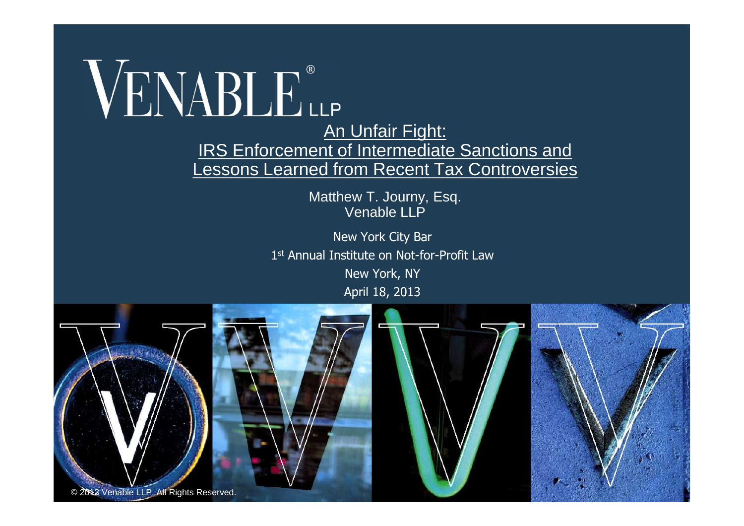VENABLE® LLP

# An Unfair Fight: IRS Enforcement of Intermediate Sanctions and Lessons Learned from Recent Tax Controversies

Matthew T. Journy, Esq.
Venable LLP

New York City Bar
1st Annual Institute on Not-for-Profit Law
New York, NY
April 18, 2013

© 2013 Venable LLP. All Rights Reserved.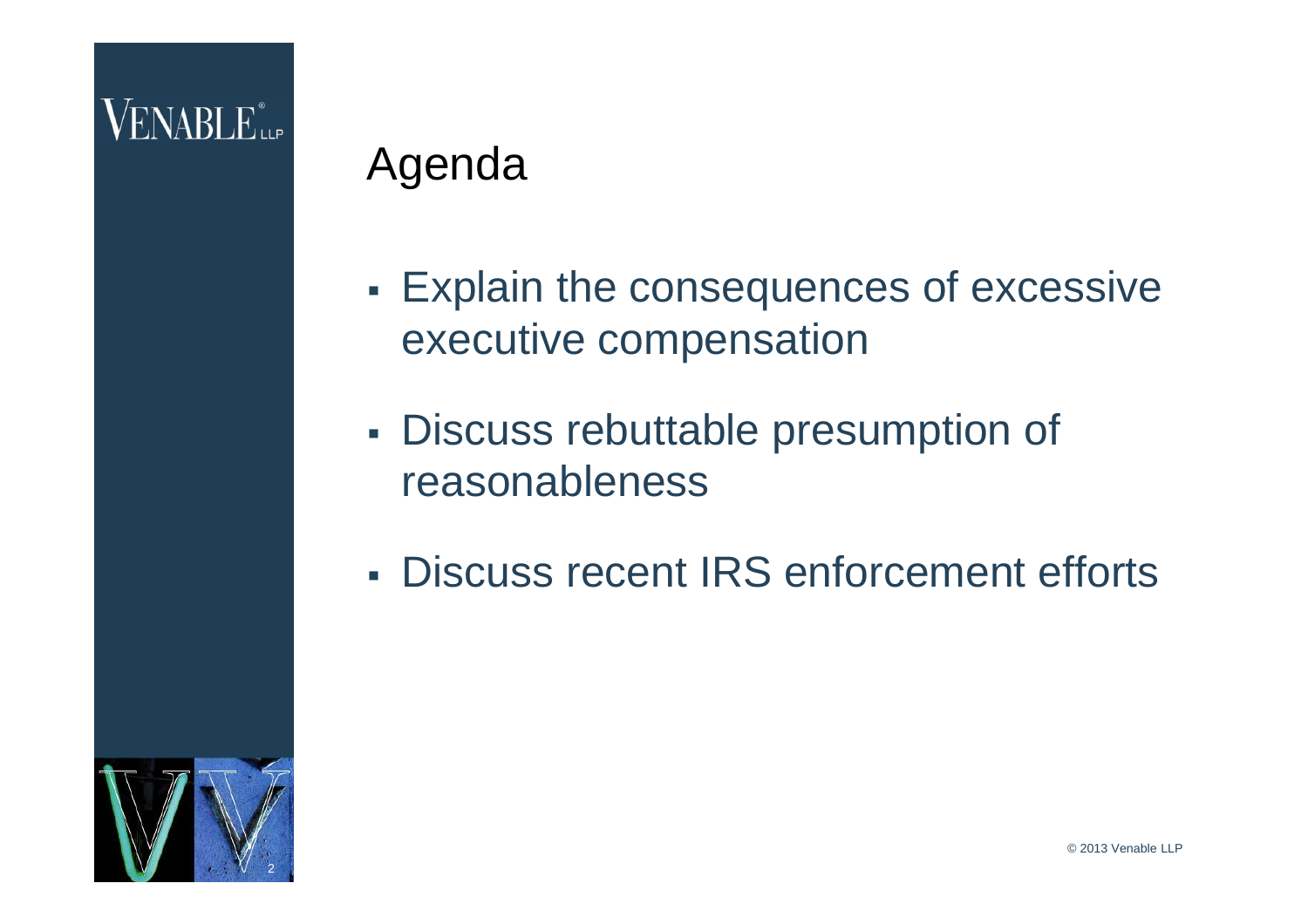# Agenda

- Explain the consequences of excessive executive compensation
- Discuss rebuttable presumption of reasonableness
- Discuss recent IRS enforcement efforts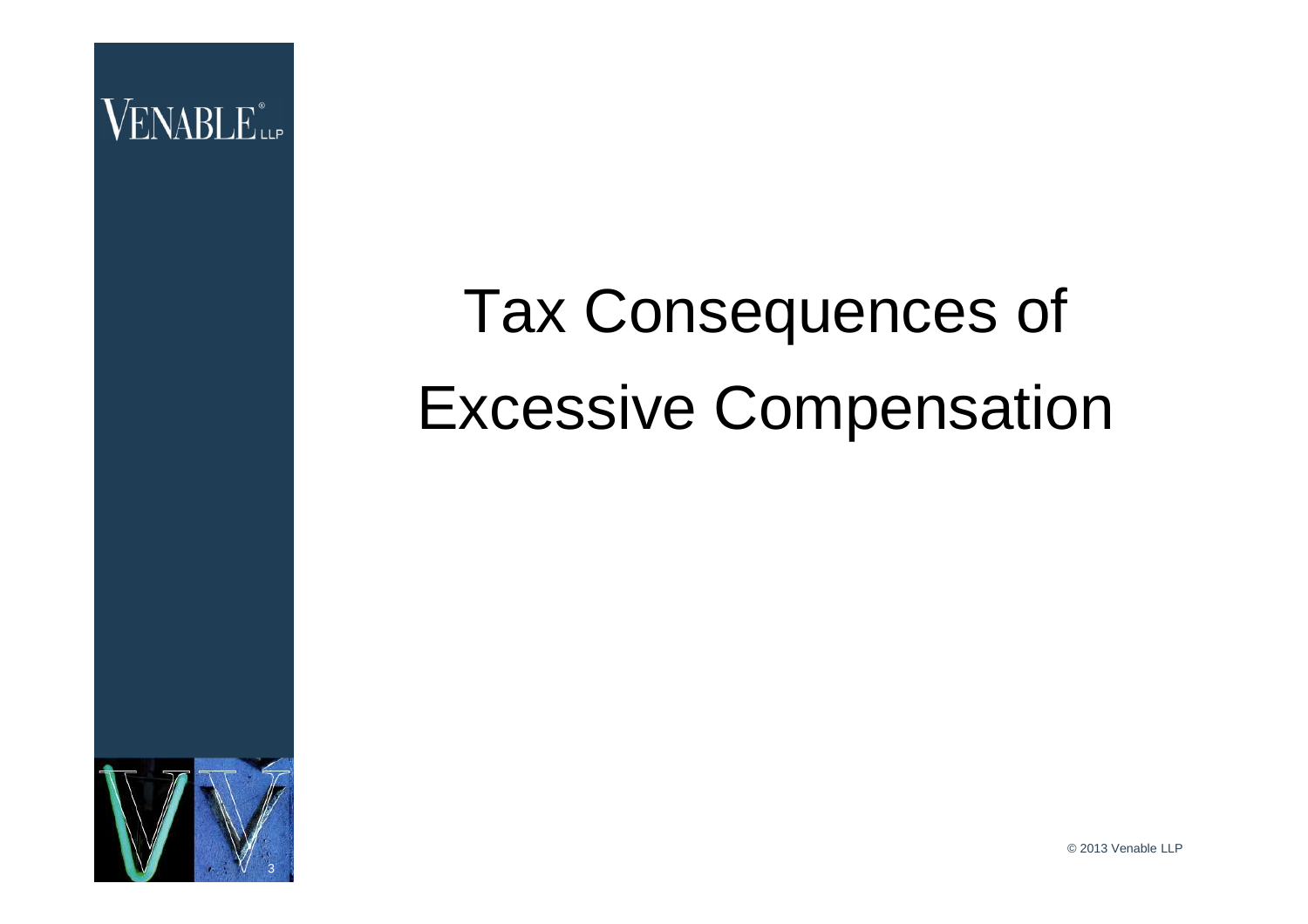# Tax Consequences of Excessive Compensation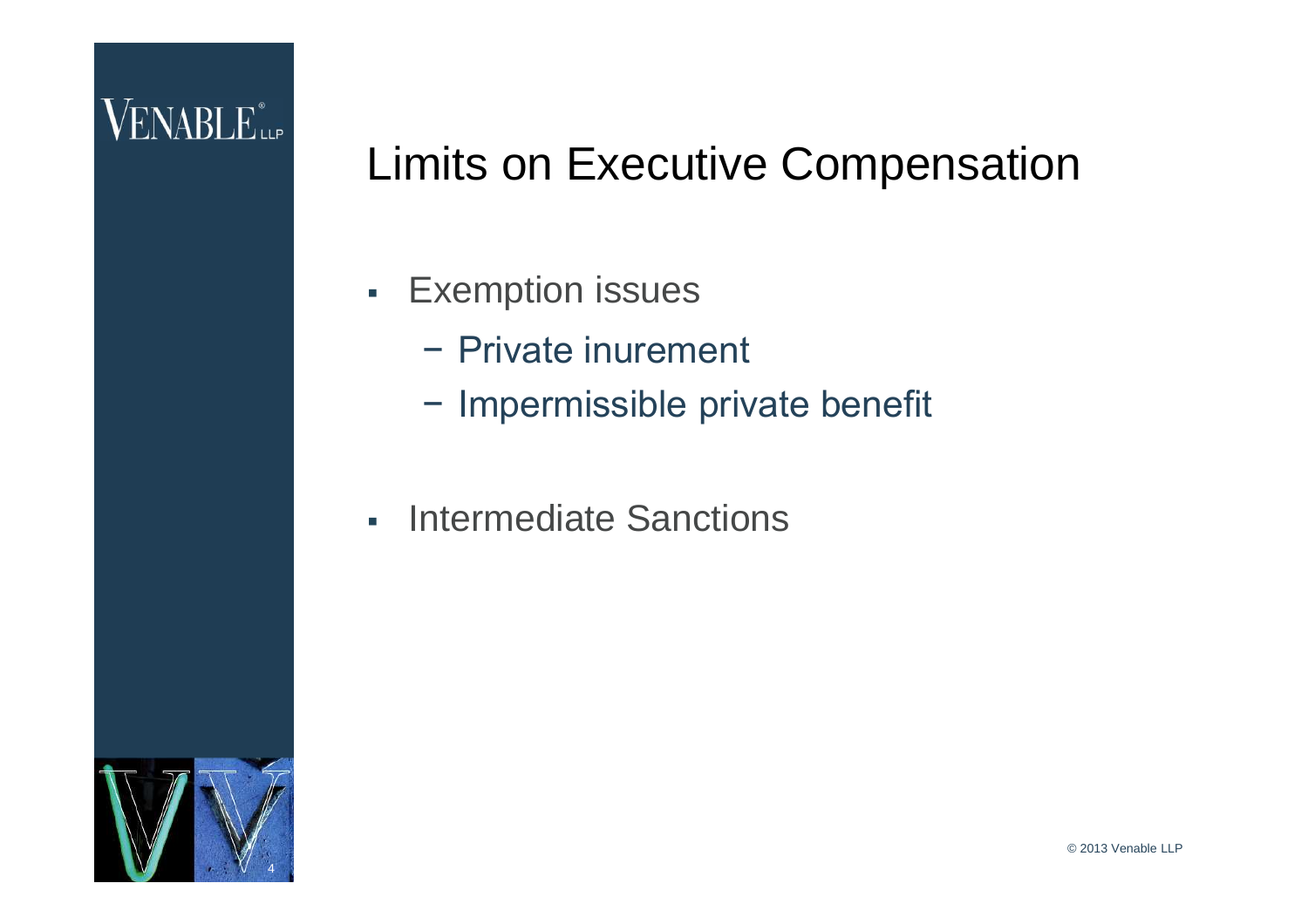# Limits on Executive Compensation

- Exemption issues
  - Private inurement
  - Impermissible private benefit
- Intermediate Sanctions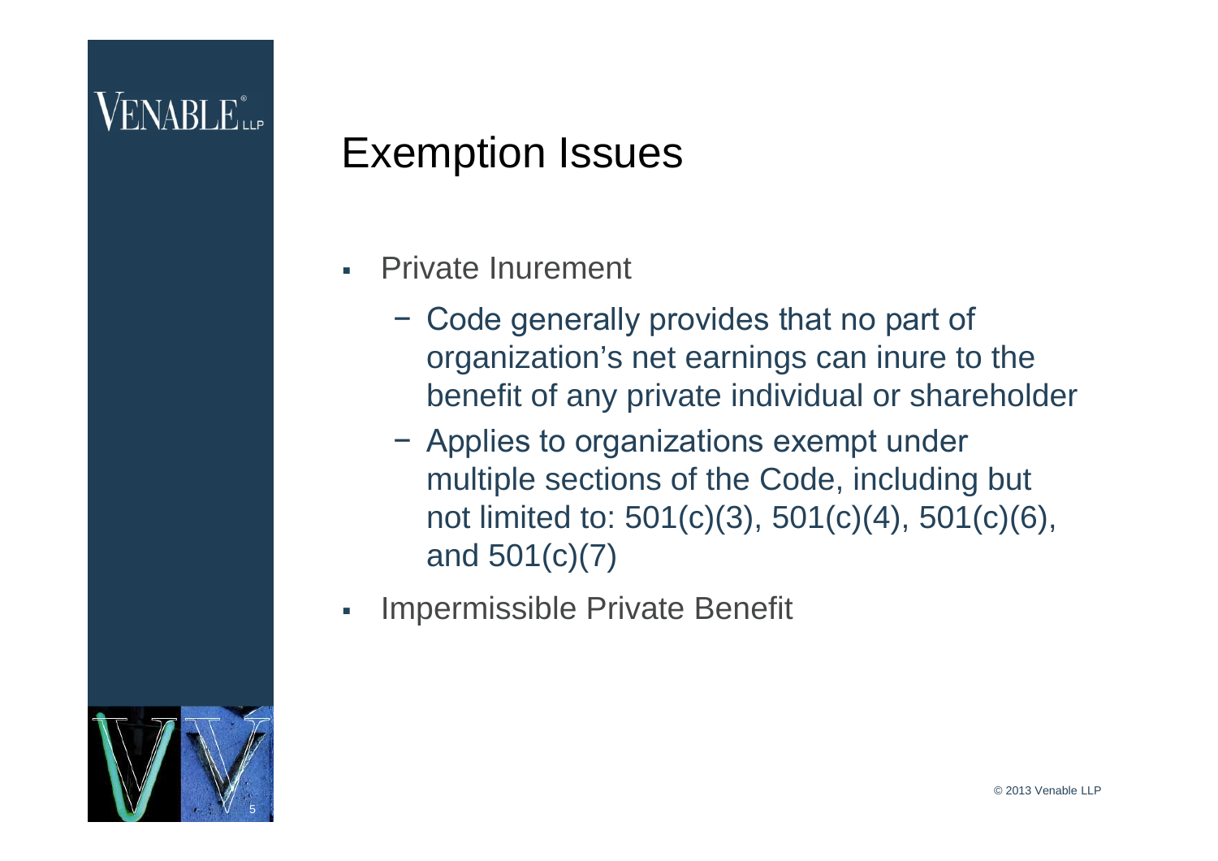# Exemption Issues

- Private Inurement
  - Code generally provides that no part of organization's net earnings can inure to the benefit of any private individual or shareholder
  - Applies to organizations exempt under multiple sections of the Code, including but not limited to: 501(c)(3), 501(c)(4), 501(c)(6), and 501(c)(7)
- Impermissible Private Benefit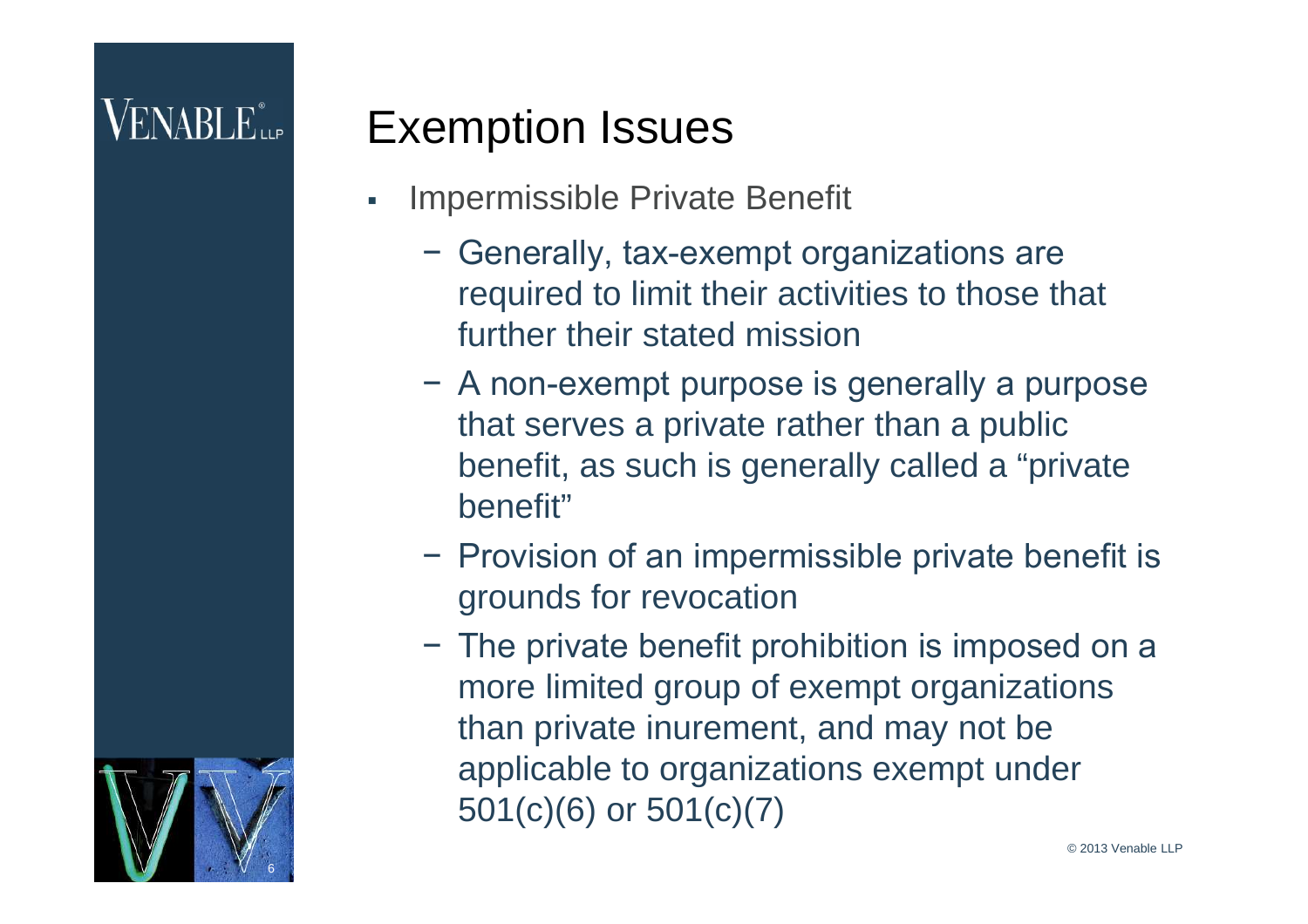# Exemption Issues

- Impermissible Private Benefit
  - Generally, tax-exempt organizations are required to limit their activities to those that further their stated mission
  - A non-exempt purpose is generally a purpose that serves a private rather than a public benefit, as such is generally called a "private benefit"
  - Provision of an impermissible private benefit is grounds for revocation
  - The private benefit prohibition is imposed on a more limited group of exempt organizations than private inurement, and may not be applicable to organizations exempt under 501(c)(6) or 501(c)(7)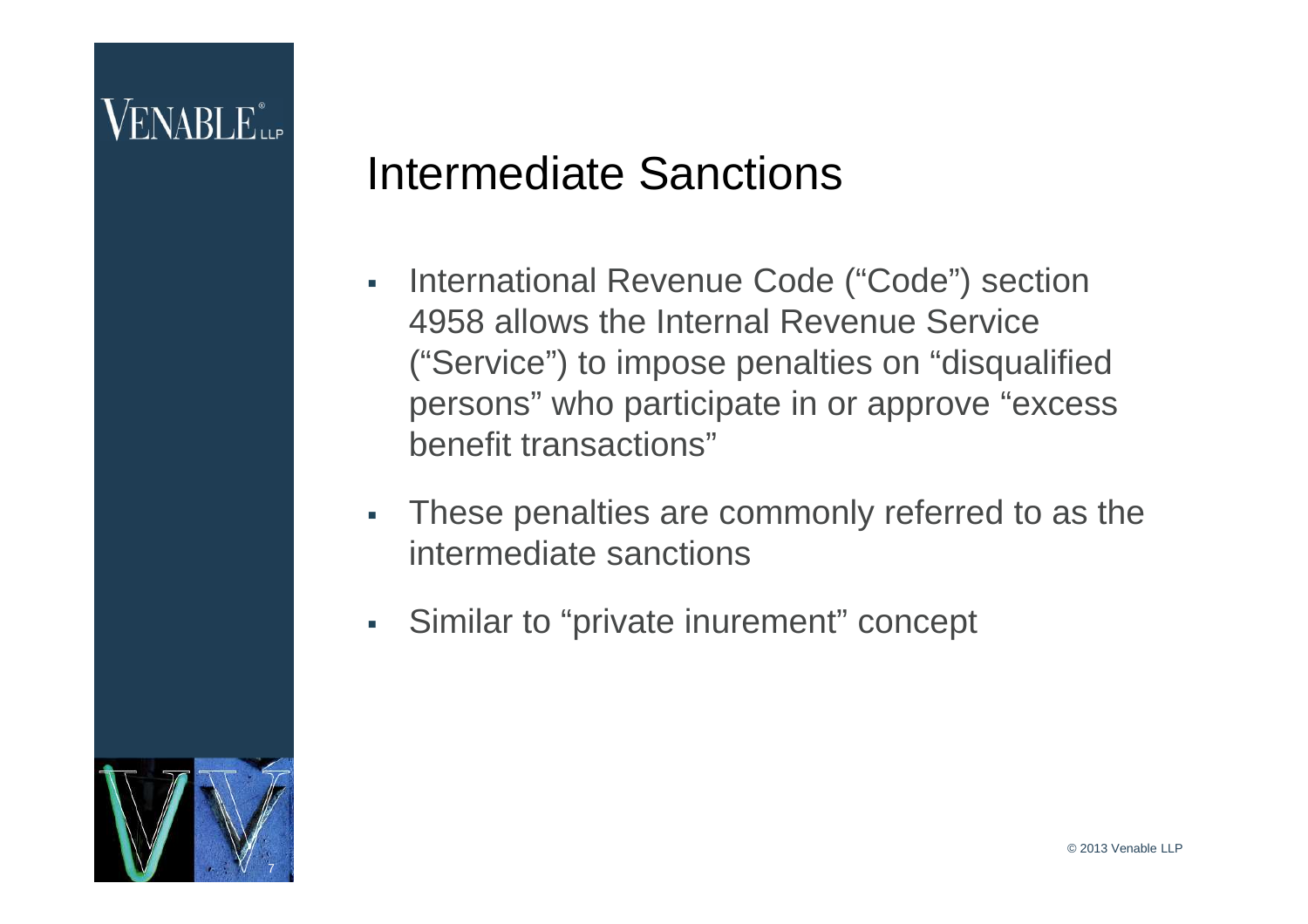# Intermediate Sanctions

- International Revenue Code ("Code") section 4958 allows the Internal Revenue Service ("Service") to impose penalties on "disqualified persons" who participate in or approve "excess benefit transactions"
- These penalties are commonly referred to as the intermediate sanctions
- Similar to "private inurement" concept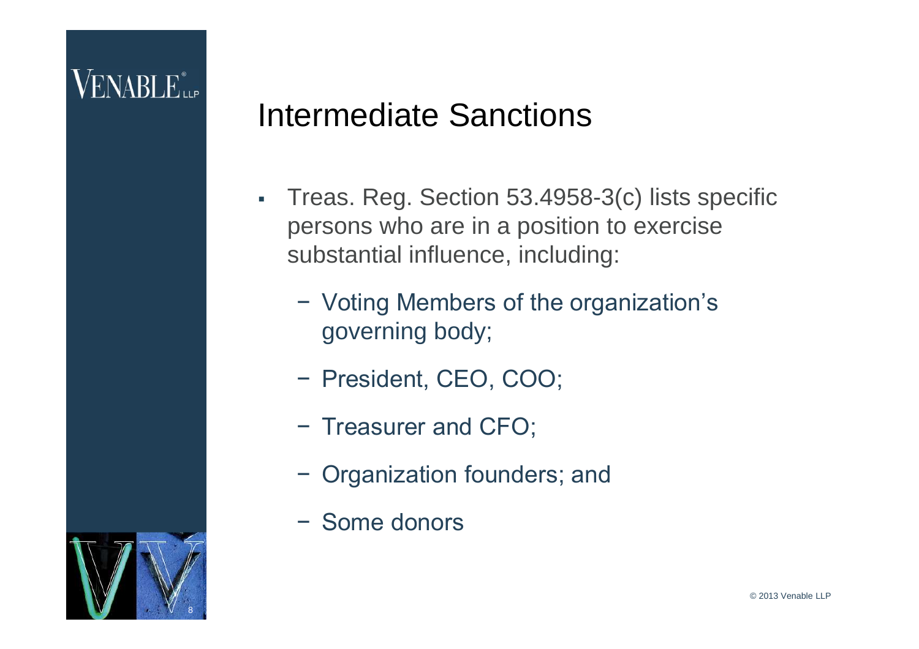# Intermediate Sanctions

- Treas. Reg. Section 53.4958-3(c) lists specific persons who are in a position to exercise substantial influence, including:
  - Voting Members of the organization's governing body;
  - President, CEO, COO;
  - Treasurer and CFO;
  - Organization founders; and
  - Some donors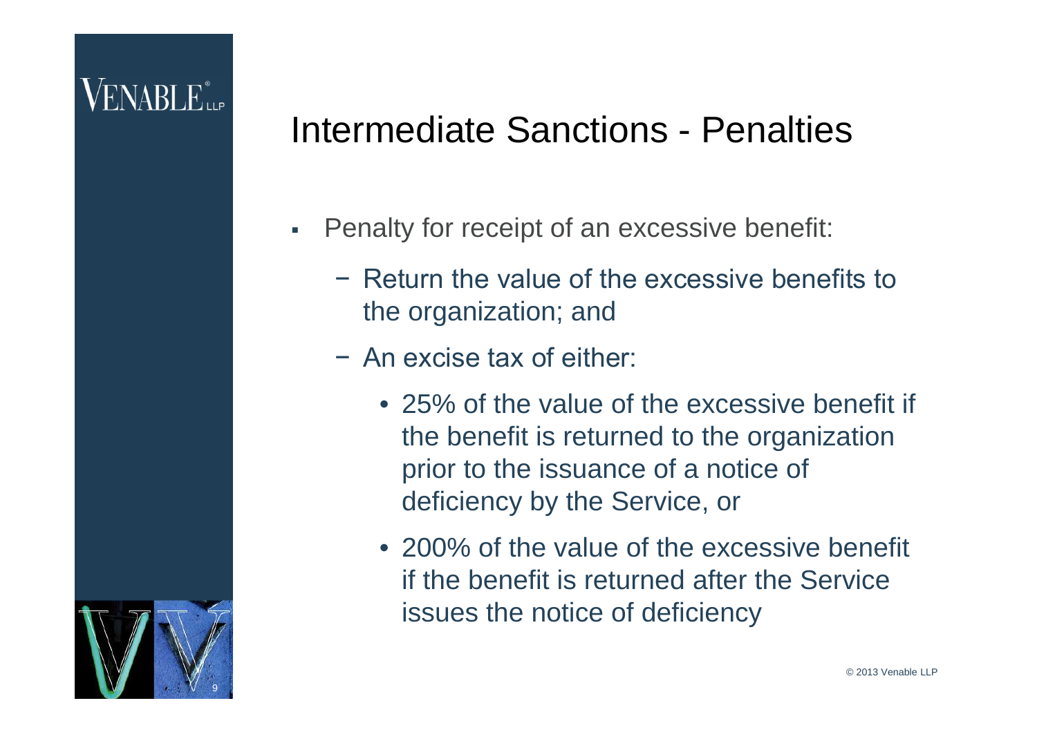# Intermediate Sanctions - Penalties

- Penalty for receipt of an excessive benefit:
  - Return the value of the excessive benefits to the organization; and
  - An excise tax of either:
    - 25% of the value of the excessive benefit if the benefit is returned to the organization prior to the issuance of a notice of deficiency by the Service, or
    - 200% of the value of the excessive benefit if the benefit is returned after the Service issues the notice of deficiency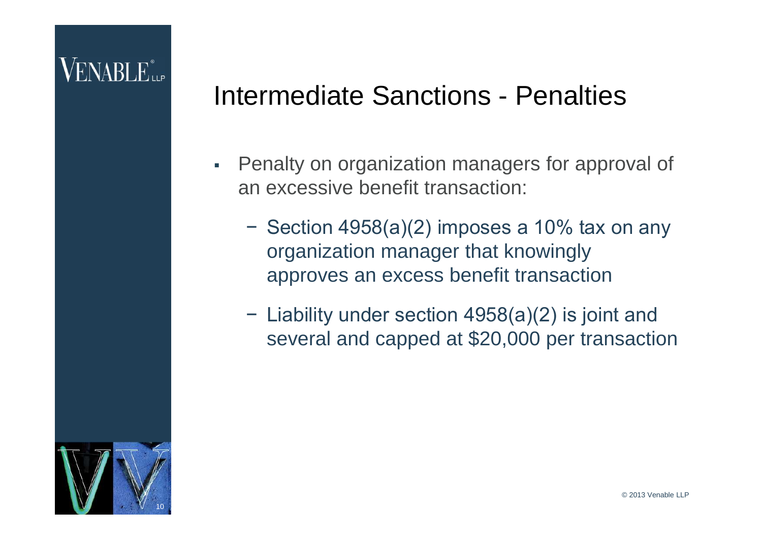# Intermediate Sanctions - Penalties

- Penalty on organization managers for approval of an excessive benefit transaction:
  - Section 4958(a)(2) imposes a 10% tax on any organization manager that knowingly approves an excess benefit transaction
  - Liability under section 4958(a)(2) is joint and several and capped at $20,000 per transaction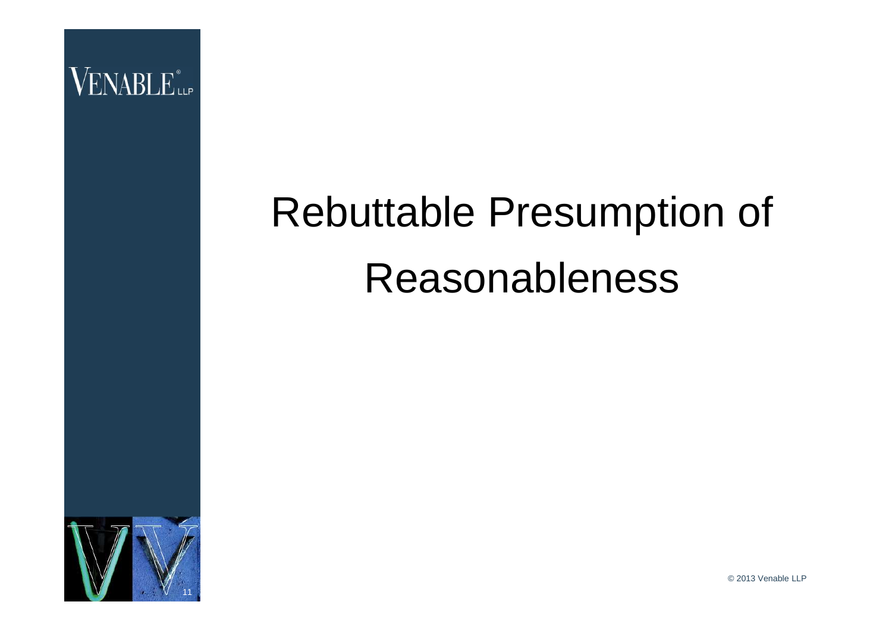# Rebuttable Presumption of Reasonableness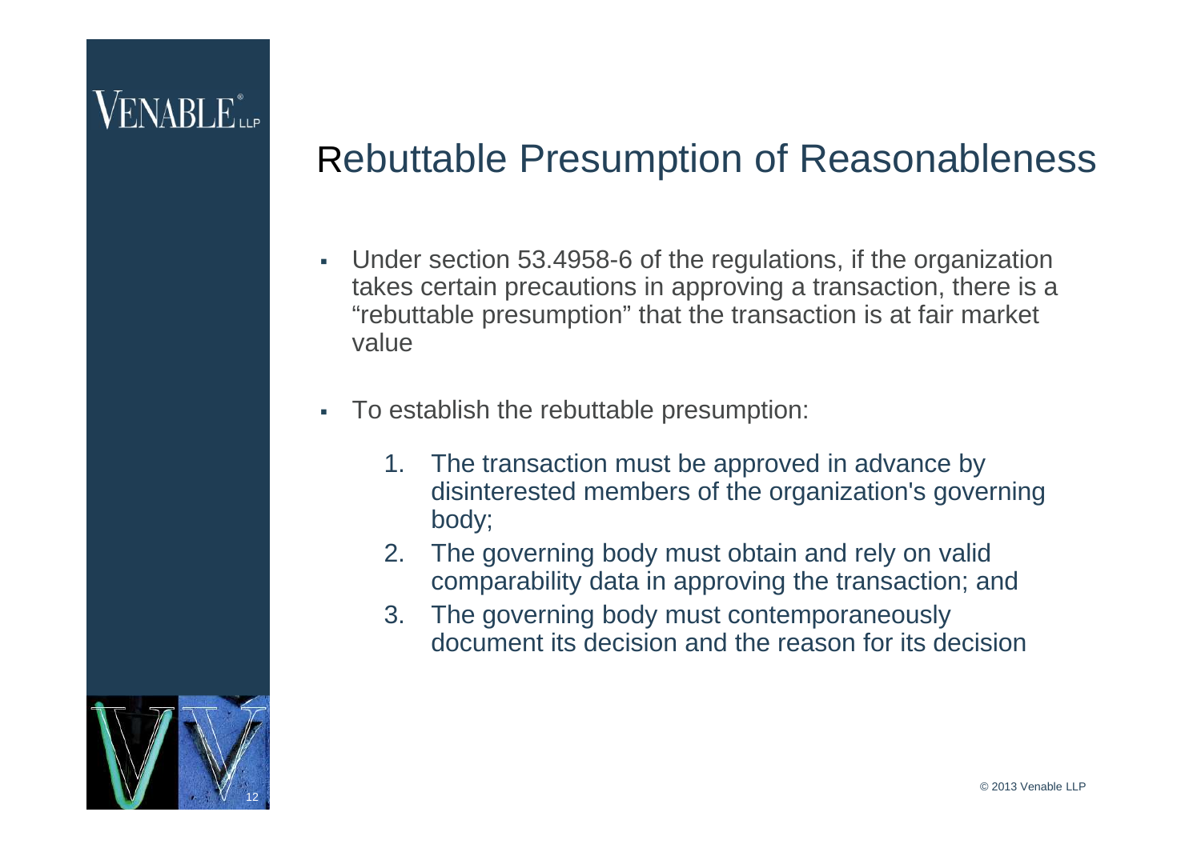# Rebuttable Presumption of Reasonableness

- Under section 53.4958-6 of the regulations, if the organization takes certain precautions in approving a transaction, there is a "rebuttable presumption" that the transaction is at fair market value
- To establish the rebuttable presumption:
  1. The transaction must be approved in advance by disinterested members of the organization's governing body;
  2. The governing body must obtain and rely on valid comparability data in approving the transaction; and
  3. The governing body must contemporaneously document its decision and the reason for its decision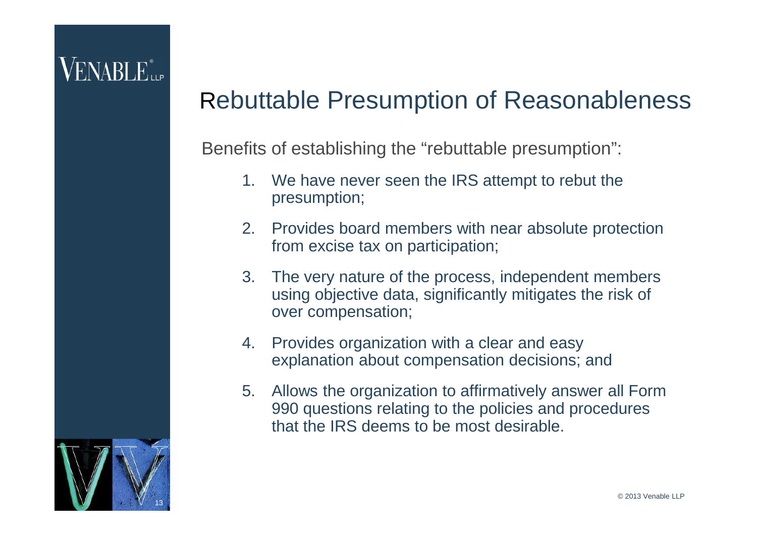# Rebuttable Presumption of Reasonableness

Benefits of establishing the "rebuttable presumption":

1. We have never seen the IRS attempt to rebut the presumption;
2. Provides board members with near absolute protection from excise tax on participation;
3. The very nature of the process, independent members using objective data, significantly mitigates the risk of over compensation;
4. Provides organization with a clear and easy explanation about compensation decisions; and
5. Allows the organization to affirmatively answer all Form 990 questions relating to the policies and procedures that the IRS deems to be most desirable.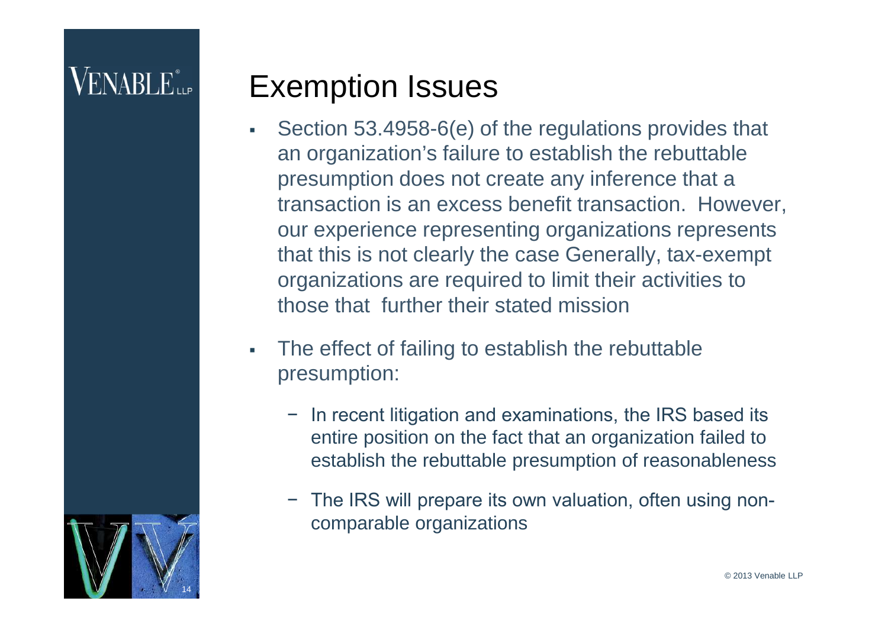# Exemption Issues

- Section 53.4958-6(e) of the regulations provides that an organization's failure to establish the rebuttable presumption does not create any inference that a transaction is an excess benefit transaction. However, our experience representing organizations represents that this is not clearly the case Generally, tax-exempt organizations are required to limit their activities to those that further their stated mission
- The effect of failing to establish the rebuttable presumption:
  - In recent litigation and examinations, the IRS based its entire position on the fact that an organization failed to establish the rebuttable presumption of reasonableness
  - The IRS will prepare its own valuation, often using non-comparable organizations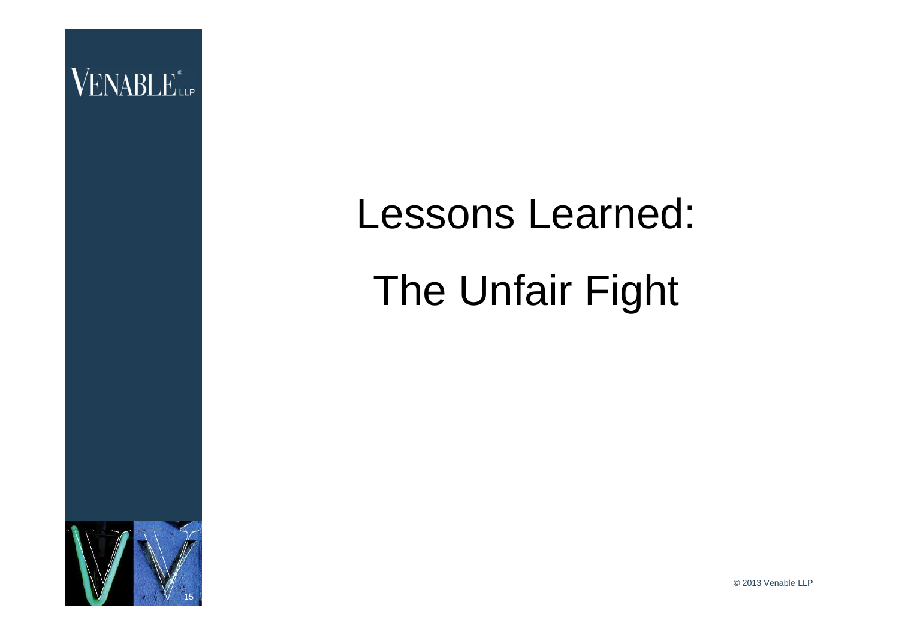# Lessons Learned:

# The Unfair Fight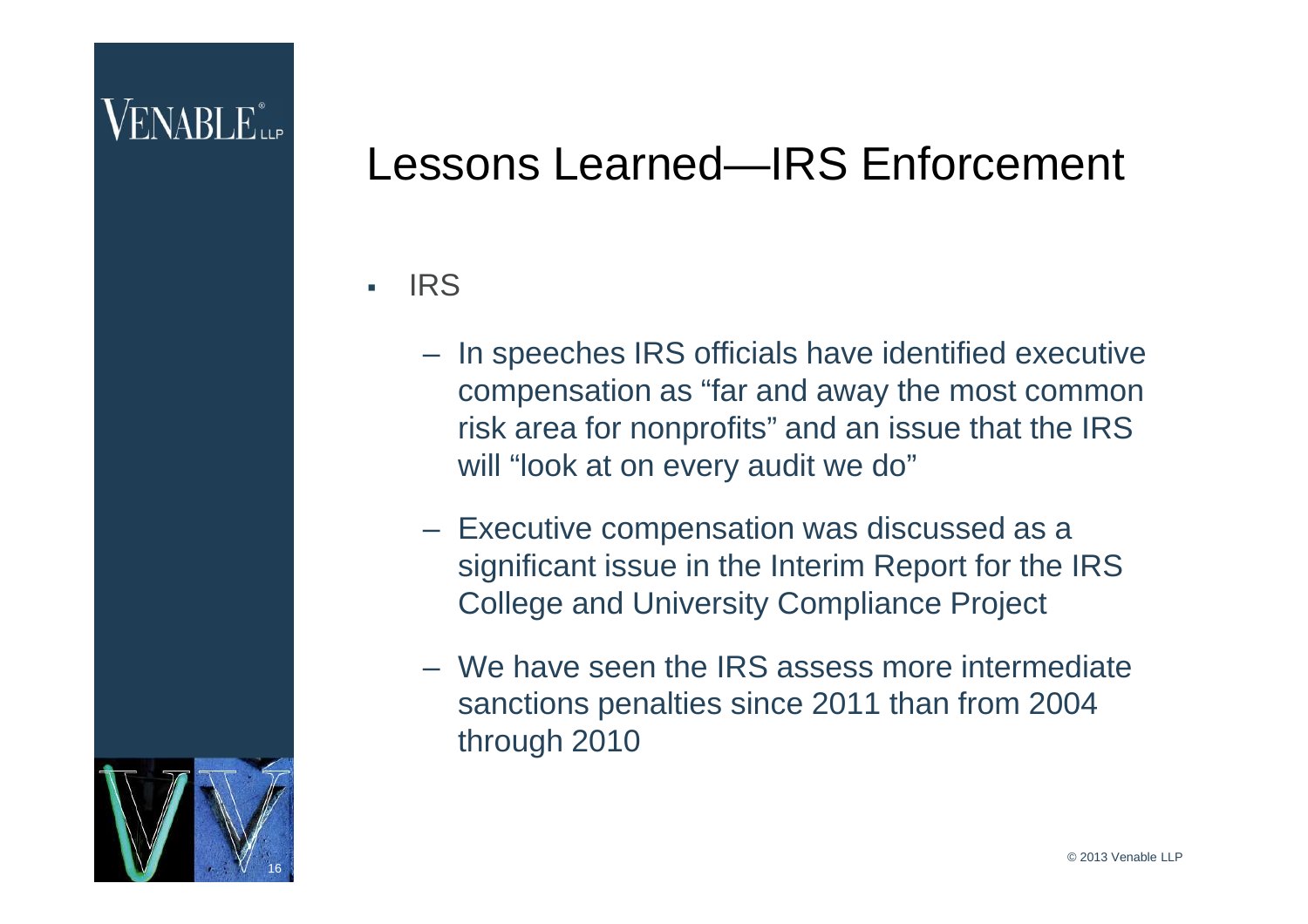# Lessons Learned—IRS Enforcement

- IRS
  - In speeches IRS officials have identified executive compensation as "far and away the most common risk area for nonprofits" and an issue that the IRS will "look at on every audit we do"
  - Executive compensation was discussed as a significant issue in the Interim Report for the IRS College and University Compliance Project
  - We have seen the IRS assess more intermediate sanctions penalties since 2011 than from 2004 through 2010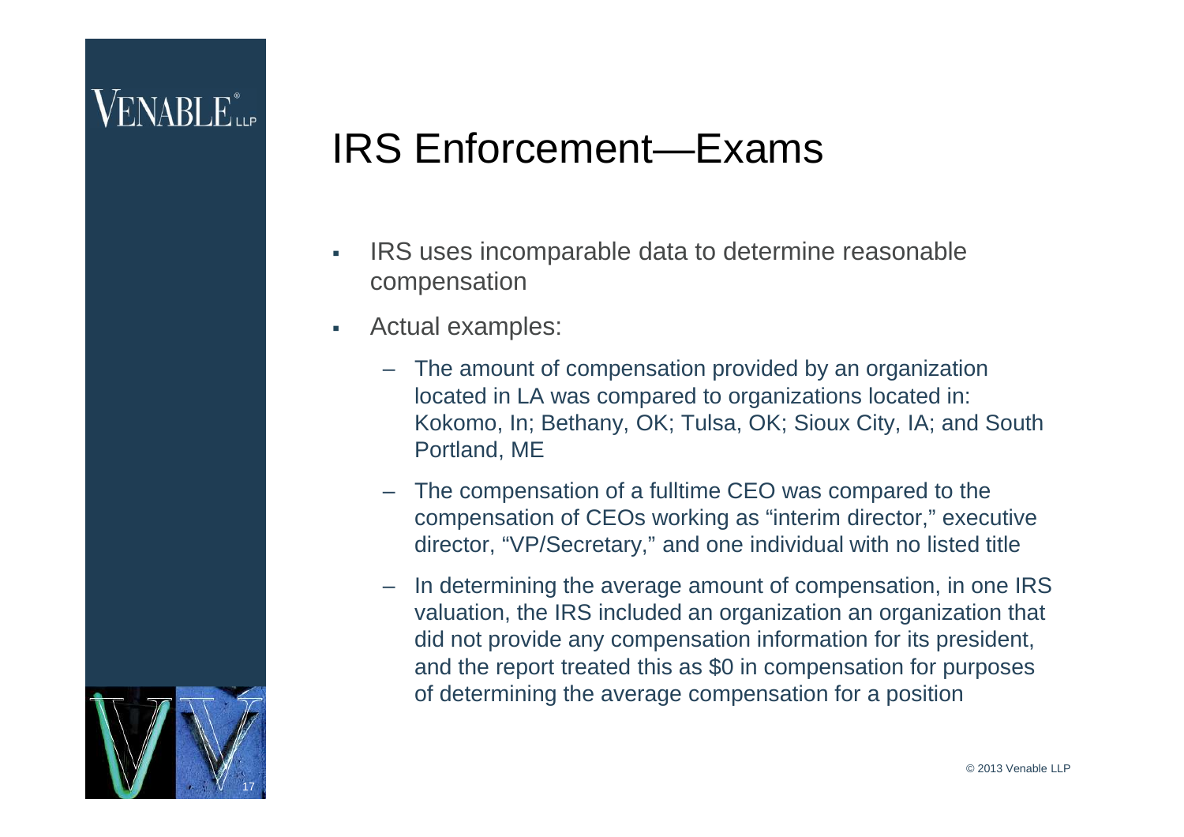# IRS Enforcement—Exams

- IRS uses incomparable data to determine reasonable compensation
- Actual examples:
  - The amount of compensation provided by an organization located in LA was compared to organizations located in: Kokomo, In; Bethany, OK; Tulsa, OK; Sioux City, IA; and South Portland, ME
  - The compensation of a fulltime CEO was compared to the compensation of CEOs working as "interim director," executive director, "VP/Secretary," and one individual with no listed title
  - In determining the average amount of compensation, in one IRS valuation, the IRS included an organization an organization that did not provide any compensation information for its president, and the report treated this as $0 in compensation for purposes of determining the average compensation for a position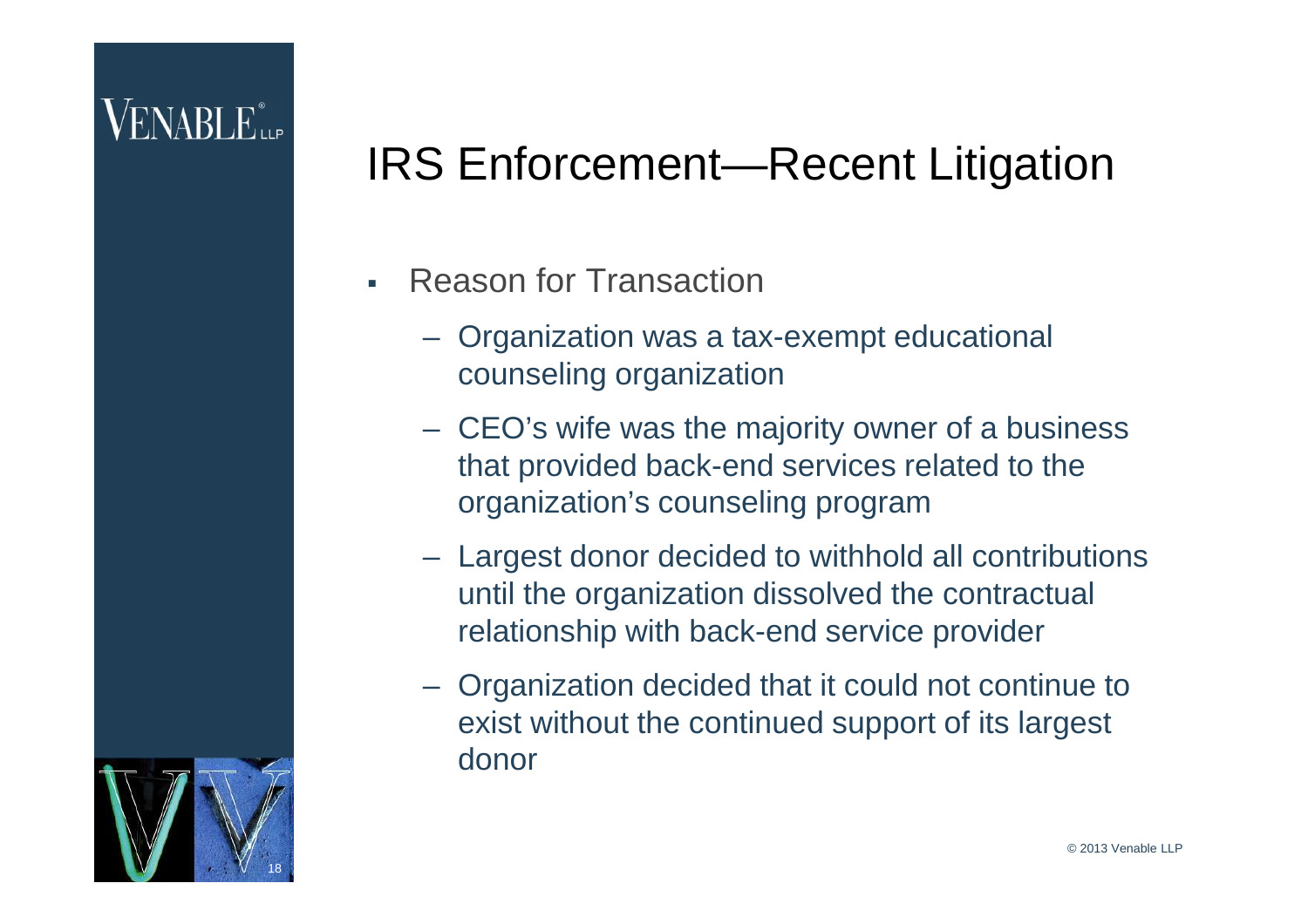# IRS Enforcement—Recent Litigation

- Reason for Transaction
  - Organization was a tax-exempt educational counseling organization
  - CEO's wife was the majority owner of a business that provided back-end services related to the organization's counseling program
  - Largest donor decided to withhold all contributions until the organization dissolved the contractual relationship with back-end service provider
  - Organization decided that it could not continue to exist without the continued support of its largest donor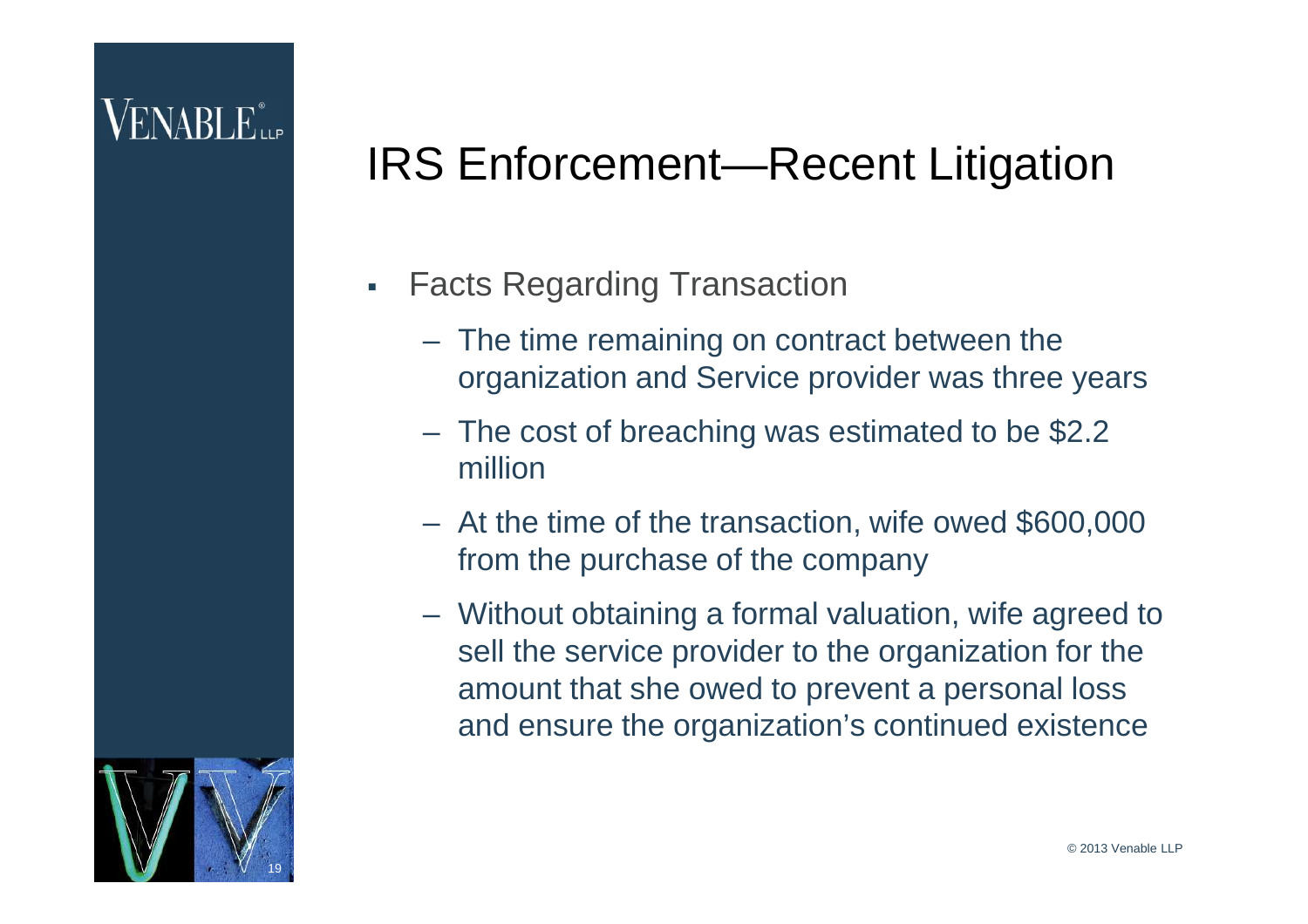# IRS Enforcement—Recent Litigation

- Facts Regarding Transaction
  - The time remaining on contract between the organization and Service provider was three years
  - The cost of breaching was estimated to be $2.2 million
  - At the time of the transaction, wife owed $600,000 from the purchase of the company
  - Without obtaining a formal valuation, wife agreed to sell the service provider to the organization for the amount that she owed to prevent a personal loss and ensure the organization's continued existence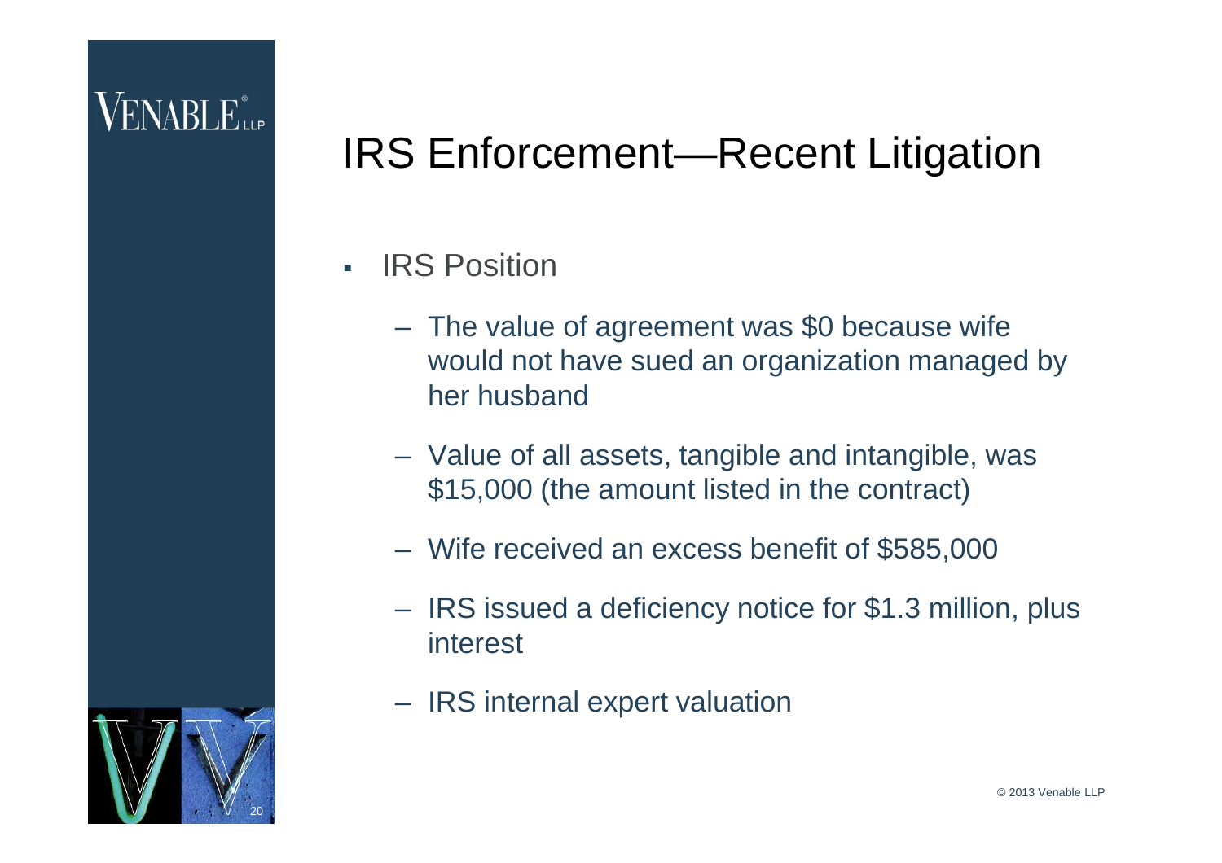# IRS Enforcement—Recent Litigation

- IRS Position
  - The value of agreement was $0 because wife would not have sued an organization managed by her husband
  - Value of all assets, tangible and intangible, was $15,000 (the amount listed in the contract)
  - Wife received an excess benefit of $585,000
  - IRS issued a deficiency notice for $1.3 million, plus interest
  - IRS internal expert valuation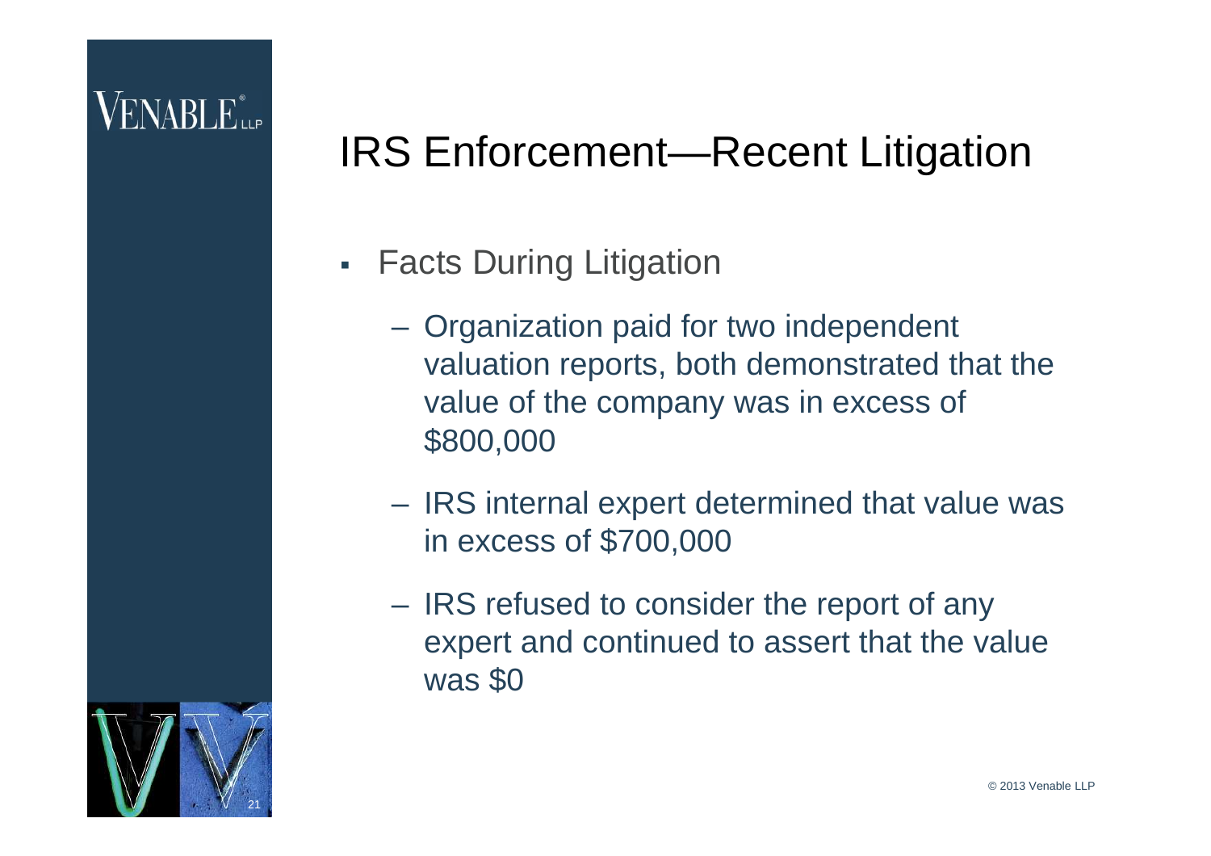# IRS Enforcement—Recent Litigation

- Facts During Litigation
  - Organization paid for two independent valuation reports, both demonstrated that the value of the company was in excess of $800,000
  - IRS internal expert determined that value was in excess of $700,000
  - IRS refused to consider the report of any expert and continued to assert that the value was $0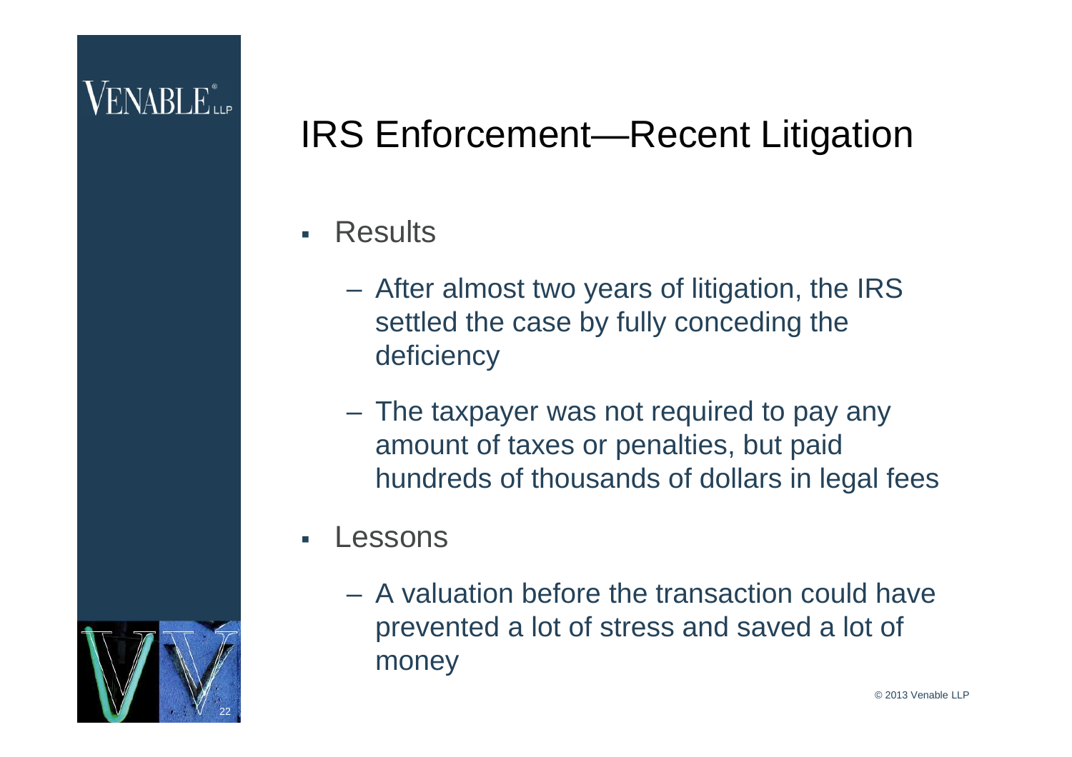# IRS Enforcement—Recent Litigation

- Results
  - After almost two years of litigation, the IRS settled the case by fully conceding the deficiency
  - The taxpayer was not required to pay any amount of taxes or penalties, but paid hundreds of thousands of dollars in legal fees
- Lessons
  - A valuation before the transaction could have prevented a lot of stress and saved a lot of money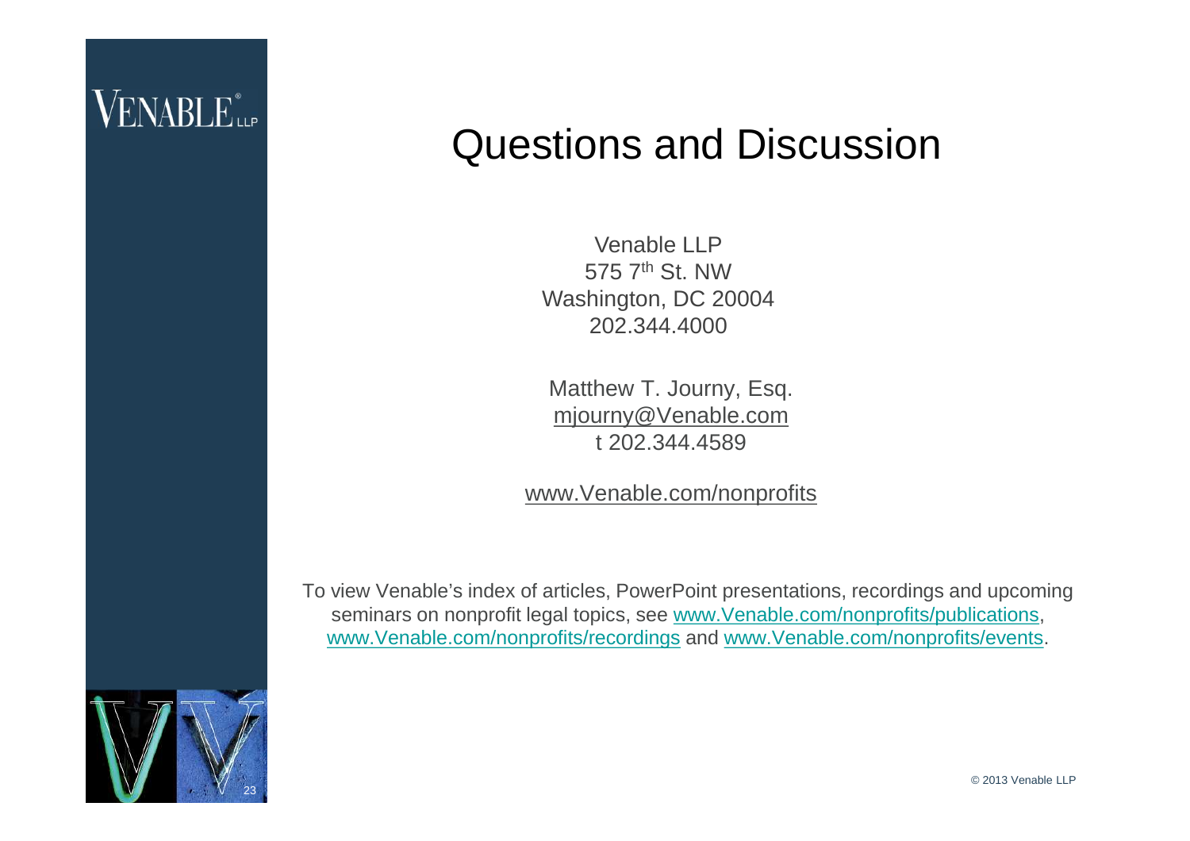# Questions and Discussion

Venable LLP
575 7th St. NW
Washington, DC 20004
202.344.4000

Matthew T. Journy, Esq.
mjourny@Venable.com
t 202.344.4589

www.Venable.com/nonprofits

To view Venable's index of articles, PowerPoint presentations, recordings and upcoming seminars on nonprofit legal topics, see www.Venable.com/nonprofits/publications, www.Venable.com/nonprofits/recordings and www.Venable.com/nonprofits/events.

© 2013 Venable LLP